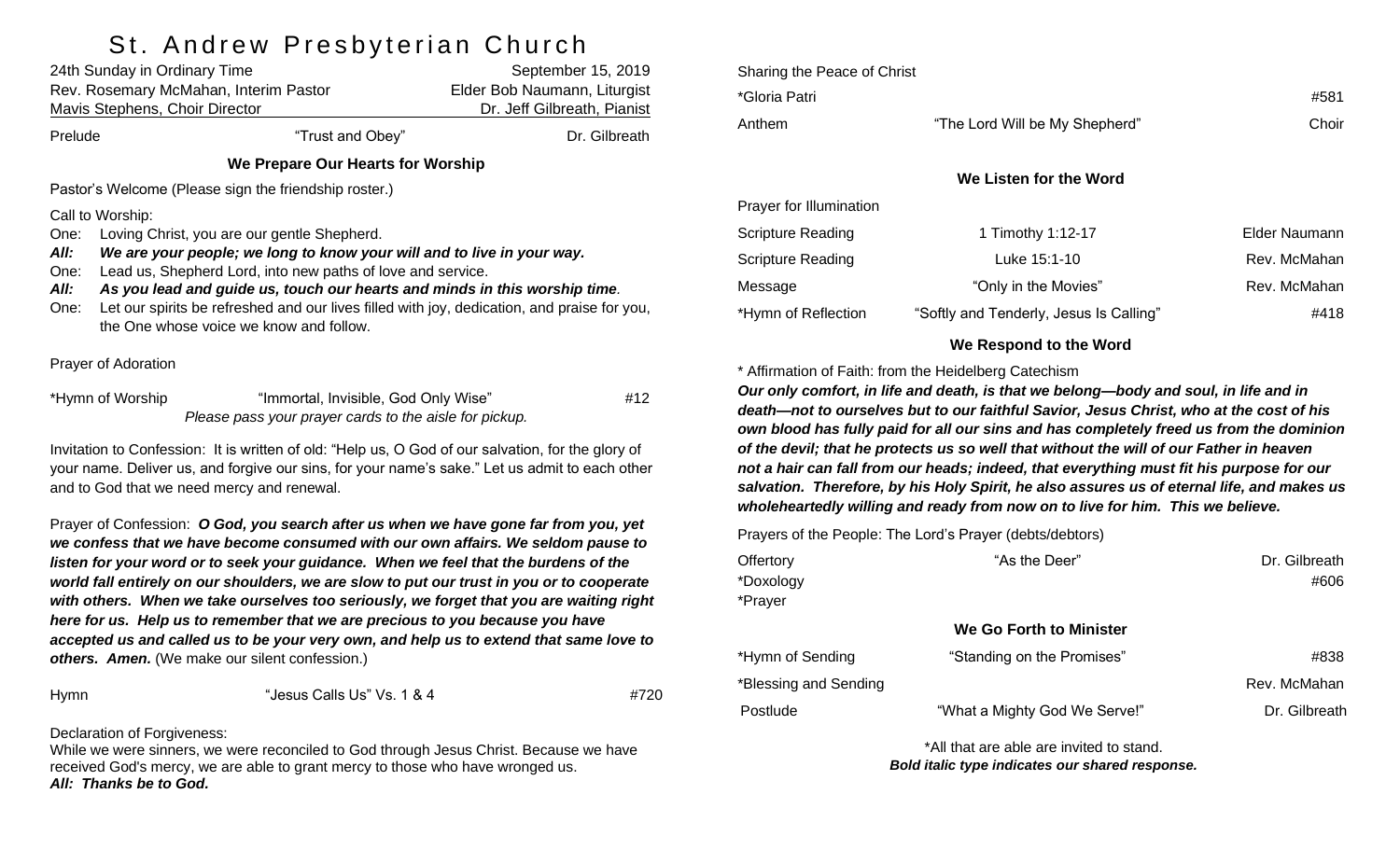# St. Andrew Presbyterian Church

24th Sunday in Ordinary Time — September 15, 2019

Rev. Rosemary McMahan, Interim Pastor — Elder Bob Naumann, Liturgist

Mavis Stephens, Choir Director — Dr. Jeff Gilbreath, Pianist

Prelude — "Trust and Obey" — Dr. Gilbreath

### We Prepare Our Hearts for Worship

Pastor's Welcome (Please sign the friendship roster.)

Call to Worship:

One: Loving Christ, you are our gentle Shepherd.

***All: We are your people; we long to know your will and to live in your way.***

One: Lead us, Shepherd Lord, into new paths of love and service.

***All: As you lead and guide us, touch our hearts and minds in this worship time.***

One: Let our spirits be refreshed and our lives filled with joy, dedication, and praise for you, the One whose voice we know and follow.

Prayer of Adoration

*Hymn of Worship — "Immortal, Invisible, God Only Wise" — #12

*Please pass your prayer cards to the aisle for pickup.*

Invitation to Confession: It is written of old: "Help us, O God of our salvation, for the glory of your name. Deliver us, and forgive our sins, for your name's sake." Let us admit to each other and to God that we need mercy and renewal.

Prayer of Confession: ***O God, you search after us when we have gone far from you, yet we confess that we have become consumed with our own affairs. We seldom pause to listen for your word or to seek your guidance. When we feel that the burdens of the world fall entirely on our shoulders, we are slow to put our trust in you or to cooperate with others. When we take ourselves too seriously, we forget that you are waiting right here for us. Help us to remember that we are precious to you because you have accepted us and called us to be your very own, and help us to extend that same love to others. Amen.*** (We make our silent confession.)

Hymn — "Jesus Calls Us" Vs. 1 & 4 — #720

Declaration of Forgiveness:
While we were sinners, we were reconciled to God through Jesus Christ. Because we have received God's mercy, we are able to grant mercy to those who have wronged us.

***All: Thanks be to God.***

Sharing the Peace of Christ

*Gloria Patri — #581

Anthem — "The Lord Will be My Shepherd" — Choir

### We Listen for the Word

Prayer for Illumination

Scripture Reading — 1 Timothy 1:12-17 — Elder Naumann

Scripture Reading — Luke 15:1-10 — Rev. McMahan

Message — "Only in the Movies" — Rev. McMahan

*Hymn of Reflection — "Softly and Tenderly, Jesus Is Calling" — #418

### We Respond to the Word

* Affirmation of Faith: from the Heidelberg Catechism

***Our only comfort, in life and death, is that we belong—body and soul, in life and in death—not to ourselves but to our faithful Savior, Jesus Christ, who at the cost of his own blood has fully paid for all our sins and has completely freed us from the dominion of the devil; that he protects us so well that without the will of our Father in heaven not a hair can fall from our heads; indeed, that everything must fit his purpose for our salvation. Therefore, by his Holy Spirit, he also assures us of eternal life, and makes us wholeheartedly willing and ready from now on to live for him. This we believe.***

Prayers of the People: The Lord's Prayer (debts/debtors)

Offertory — "As the Deer" — Dr. Gilbreath

*Doxology — #606

*Prayer

### We Go Forth to Minister

*Hymn of Sending — "Standing on the Promises" — #838

*Blessing and Sending — Rev. McMahan

Postlude — "What a Mighty God We Serve!" — Dr. Gilbreath

*All that are able are invited to stand.

***Bold italic type indicates our shared response.***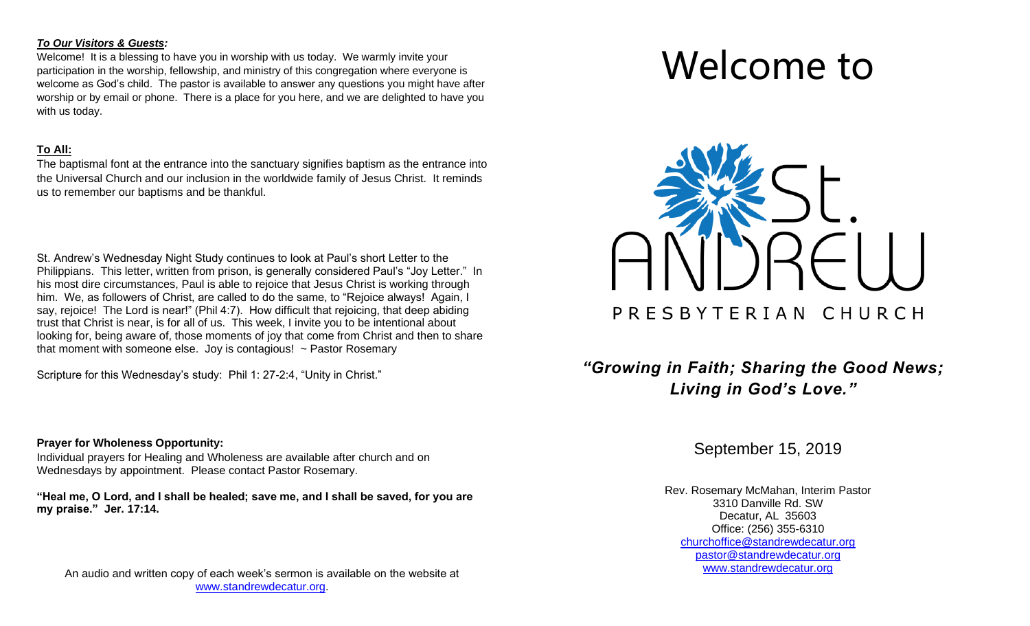***To Our Visitors & Guests:***

Welcome! It is a blessing to have you in worship with us today. We warmly invite your participation in the worship, fellowship, and ministry of this congregation where everyone is welcome as God's child. The pastor is available to answer any questions you might have after worship or by email or phone. There is a place for you here, and we are delighted to have you with us today.

**To All:**

The baptismal font at the entrance into the sanctuary signifies baptism as the entrance into the Universal Church and our inclusion in the worldwide family of Jesus Christ. It reminds us to remember our baptisms and be thankful.

St. Andrew's Wednesday Night Study continues to look at Paul's short Letter to the Philippians. This letter, written from prison, is generally considered Paul's "Joy Letter." In his most dire circumstances, Paul is able to rejoice that Jesus Christ is working through him. We, as followers of Christ, are called to do the same, to "Rejoice always! Again, I say, rejoice! The Lord is near!" (Phil 4:7). How difficult that rejoicing, that deep abiding trust that Christ is near, is for all of us. This week, I invite you to be intentional about looking for, being aware of, those moments of joy that come from Christ and then to share that moment with someone else. Joy is contagious! ~ Pastor Rosemary

Scripture for this Wednesday's study: Phil 1: 27-2:4, "Unity in Christ."

**Prayer for Wholeness Opportunity:**

Individual prayers for Healing and Wholeness are available after church and on Wednesdays by appointment. Please contact Pastor Rosemary.

**"Heal me, O Lord, and I shall be healed; save me, and I shall be saved, for you are my praise." Jer. 17:14.**

An audio and written copy of each week's sermon is available on the website at www.standrewdecatur.org.

# Welcome to

St. ANDREW
PRESBYTERIAN CHURCH

***"Growing in Faith; Sharing the Good News; Living in God's Love."***

September 15, 2019

Rev. Rosemary McMahan, Interim Pastor
3310 Danville Rd. SW
Decatur, AL 35603
Office: (256) 355-6310
churchoffice@standrewdecatur.org
pastor@standrewdecatur.org
www.standrewdecatur.org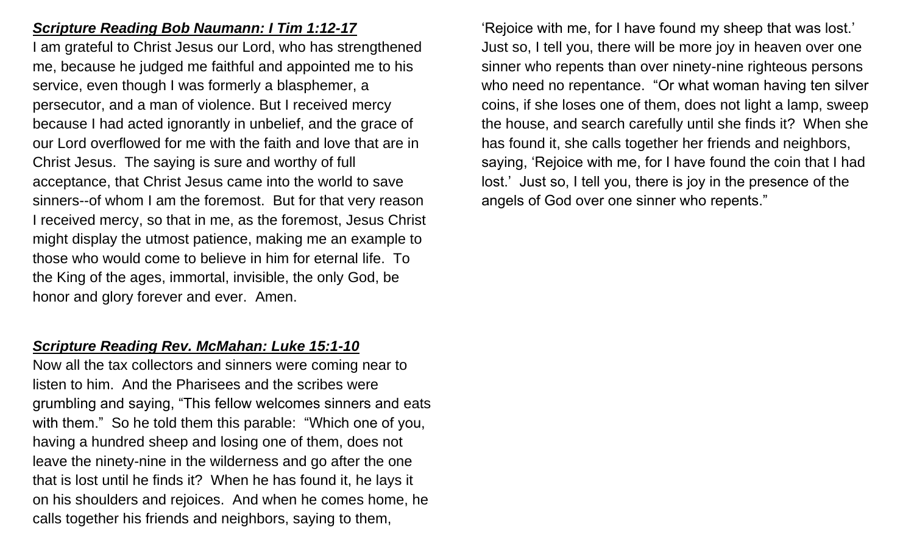***Scripture Reading Bob Naumann: I Tim 1:12-17***

I am grateful to Christ Jesus our Lord, who has strengthened me, because he judged me faithful and appointed me to his service, even though I was formerly a blasphemer, a persecutor, and a man of violence. But I received mercy because I had acted ignorantly in unbelief, and the grace of our Lord overflowed for me with the faith and love that are in Christ Jesus. The saying is sure and worthy of full acceptance, that Christ Jesus came into the world to save sinners--of whom I am the foremost. But for that very reason I received mercy, so that in me, as the foremost, Jesus Christ might display the utmost patience, making me an example to those who would come to believe in him for eternal life. To the King of the ages, immortal, invisible, the only God, be honor and glory forever and ever. Amen.

***Scripture Reading Rev. McMahan: Luke 15:1-10***

Now all the tax collectors and sinners were coming near to listen to him. And the Pharisees and the scribes were grumbling and saying, "This fellow welcomes sinners and eats with them." So he told them this parable: "Which one of you, having a hundred sheep and losing one of them, does not leave the ninety-nine in the wilderness and go after the one that is lost until he finds it? When he has found it, he lays it on his shoulders and rejoices. And when he comes home, he calls together his friends and neighbors, saying to them, 'Rejoice with me, for I have found my sheep that was lost.' Just so, I tell you, there will be more joy in heaven over one sinner who repents than over ninety-nine righteous persons who need no repentance. "Or what woman having ten silver coins, if she loses one of them, does not light a lamp, sweep the house, and search carefully until she finds it? When she has found it, she calls together her friends and neighbors, saying, 'Rejoice with me, for I have found the coin that I had lost.' Just so, I tell you, there is joy in the presence of the angels of God over one sinner who repents."